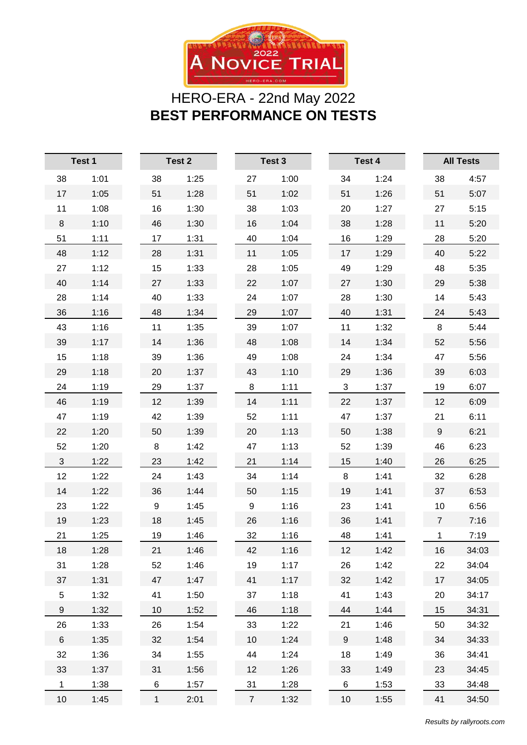2022 A NOVICE TRIAL

HERO-ERA.COM

# HERO-ERA - 22nd May 2022

## BEST PERFORMANCE ON TESTS

| Test 1 | | Test 2 | | Test 3 | | Test 4 | | All Tests | |
|---|---|---|---|---|---|---|---|---|---|
| 38 | 1:01 | 38 | 1:25 | 27 | 1:00 | 34 | 1:24 | 38 | 4:57 |
| 17 | 1:05 | 51 | 1:28 | 51 | 1:02 | 51 | 1:26 | 51 | 5:07 |
| 11 | 1:08 | 16 | 1:30 | 38 | 1:03 | 20 | 1:27 | 27 | 5:15 |
| 8 | 1:10 | 46 | 1:30 | 16 | 1:04 | 38 | 1:28 | 11 | 5:20 |
| 51 | 1:11 | 17 | 1:31 | 40 | 1:04 | 16 | 1:29 | 28 | 5:20 |
| 48 | 1:12 | 28 | 1:31 | 11 | 1:05 | 17 | 1:29 | 40 | 5:22 |
| 27 | 1:12 | 15 | 1:33 | 28 | 1:05 | 49 | 1:29 | 48 | 5:35 |
| 40 | 1:14 | 27 | 1:33 | 22 | 1:07 | 27 | 1:30 | 29 | 5:38 |
| 28 | 1:14 | 40 | 1:33 | 24 | 1:07 | 28 | 1:30 | 14 | 5:43 |
| 36 | 1:16 | 48 | 1:34 | 29 | 1:07 | 40 | 1:31 | 24 | 5:43 |
| 43 | 1:16 | 11 | 1:35 | 39 | 1:07 | 11 | 1:32 | 8 | 5:44 |
| 39 | 1:17 | 14 | 1:36 | 48 | 1:08 | 14 | 1:34 | 52 | 5:56 |
| 15 | 1:18 | 39 | 1:36 | 49 | 1:08 | 24 | 1:34 | 47 | 5:56 |
| 29 | 1:18 | 20 | 1:37 | 43 | 1:10 | 29 | 1:36 | 39 | 6:03 |
| 24 | 1:19 | 29 | 1:37 | 8 | 1:11 | 3 | 1:37 | 19 | 6:07 |
| 46 | 1:19 | 12 | 1:39 | 14 | 1:11 | 22 | 1:37 | 12 | 6:09 |
| 47 | 1:19 | 42 | 1:39 | 52 | 1:11 | 47 | 1:37 | 21 | 6:11 |
| 22 | 1:20 | 50 | 1:39 | 20 | 1:13 | 50 | 1:38 | 9 | 6:21 |
| 52 | 1:20 | 8 | 1:42 | 47 | 1:13 | 52 | 1:39 | 46 | 6:23 |
| 3 | 1:22 | 23 | 1:42 | 21 | 1:14 | 15 | 1:40 | 26 | 6:25 |
| 12 | 1:22 | 24 | 1:43 | 34 | 1:14 | 8 | 1:41 | 32 | 6:28 |
| 14 | 1:22 | 36 | 1:44 | 50 | 1:15 | 19 | 1:41 | 37 | 6:53 |
| 23 | 1:22 | 9 | 1:45 | 9 | 1:16 | 23 | 1:41 | 10 | 6:56 |
| 19 | 1:23 | 18 | 1:45 | 26 | 1:16 | 36 | 1:41 | 7 | 7:16 |
| 21 | 1:25 | 19 | 1:46 | 32 | 1:16 | 48 | 1:41 | 1 | 7:19 |
| 18 | 1:28 | 21 | 1:46 | 42 | 1:16 | 12 | 1:42 | 16 | 34:03 |
| 31 | 1:28 | 52 | 1:46 | 19 | 1:17 | 26 | 1:42 | 22 | 34:04 |
| 37 | 1:31 | 47 | 1:47 | 41 | 1:17 | 32 | 1:42 | 17 | 34:05 |
| 5 | 1:32 | 41 | 1:50 | 37 | 1:18 | 41 | 1:43 | 20 | 34:17 |
| 9 | 1:32 | 10 | 1:52 | 46 | 1:18 | 44 | 1:44 | 15 | 34:31 |
| 26 | 1:33 | 26 | 1:54 | 33 | 1:22 | 21 | 1:46 | 50 | 34:32 |
| 6 | 1:35 | 32 | 1:54 | 10 | 1:24 | 9 | 1:48 | 34 | 34:33 |
| 32 | 1:36 | 34 | 1:55 | 44 | 1:24 | 18 | 1:49 | 36 | 34:41 |
| 33 | 1:37 | 31 | 1:56 | 12 | 1:26 | 33 | 1:49 | 23 | 34:45 |
| 1 | 1:38 | 6 | 1:57 | 31 | 1:28 | 6 | 1:53 | 33 | 34:48 |
| 10 | 1:45 | 1 | 2:01 | 7 | 1:32 | 10 | 1:55 | 41 | 34:50 |

*Results by rallyroots.com*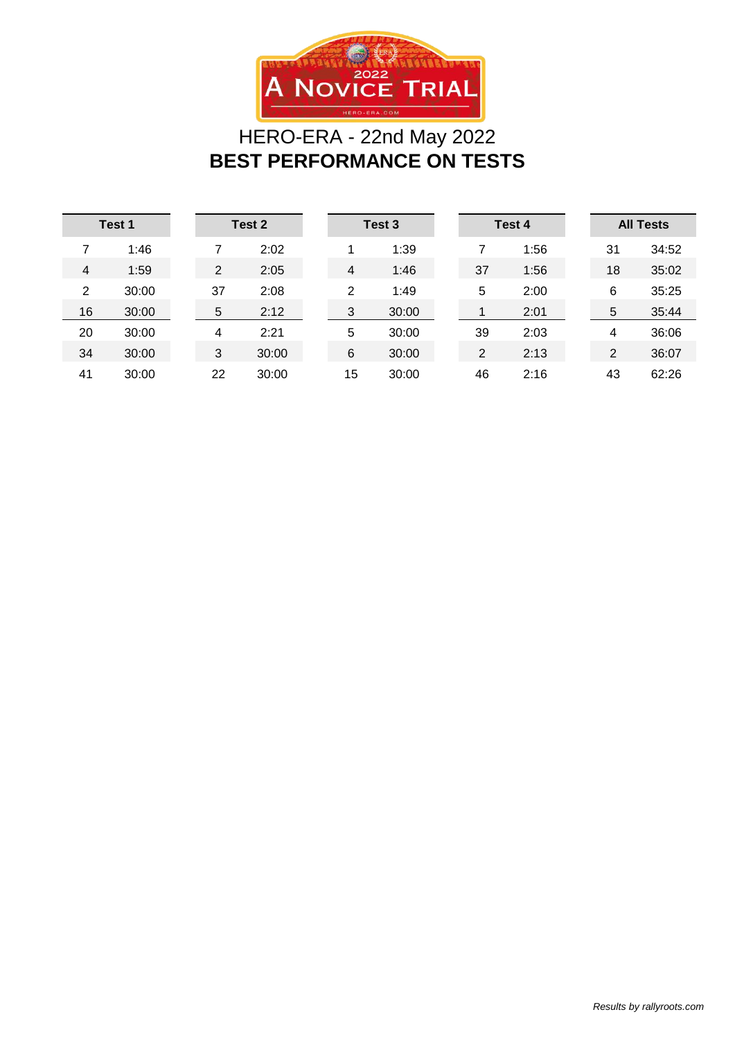HERO-ERA - 22nd May 2022

## BEST PERFORMANCE ON TESTS

| Test 1 | | Test 2 | | Test 3 | | Test 4 | | All Tests | |
|---|---|---|---|---|---|---|---|---|---|
| 7 | 1:46 | 7 | 2:02 | 1 | 1:39 | 7 | 1:56 | 31 | 34:52 |
| 4 | 1:59 | 2 | 2:05 | 4 | 1:46 | 37 | 1:56 | 18 | 35:02 |
| 2 | 30:00 | 37 | 2:08 | 2 | 1:49 | 5 | 2:00 | 6 | 35:25 |
| 16 | 30:00 | 5 | 2:12 | 3 | 30:00 | 1 | 2:01 | 5 | 35:44 |
| 20 | 30:00 | 4 | 2:21 | 5 | 30:00 | 39 | 2:03 | 4 | 36:06 |
| 34 | 30:00 | 3 | 30:00 | 6 | 30:00 | 2 | 2:13 | 2 | 36:07 |
| 41 | 30:00 | 22 | 30:00 | 15 | 30:00 | 46 | 2:16 | 43 | 62:26 |

*Results by rallyroots.com*